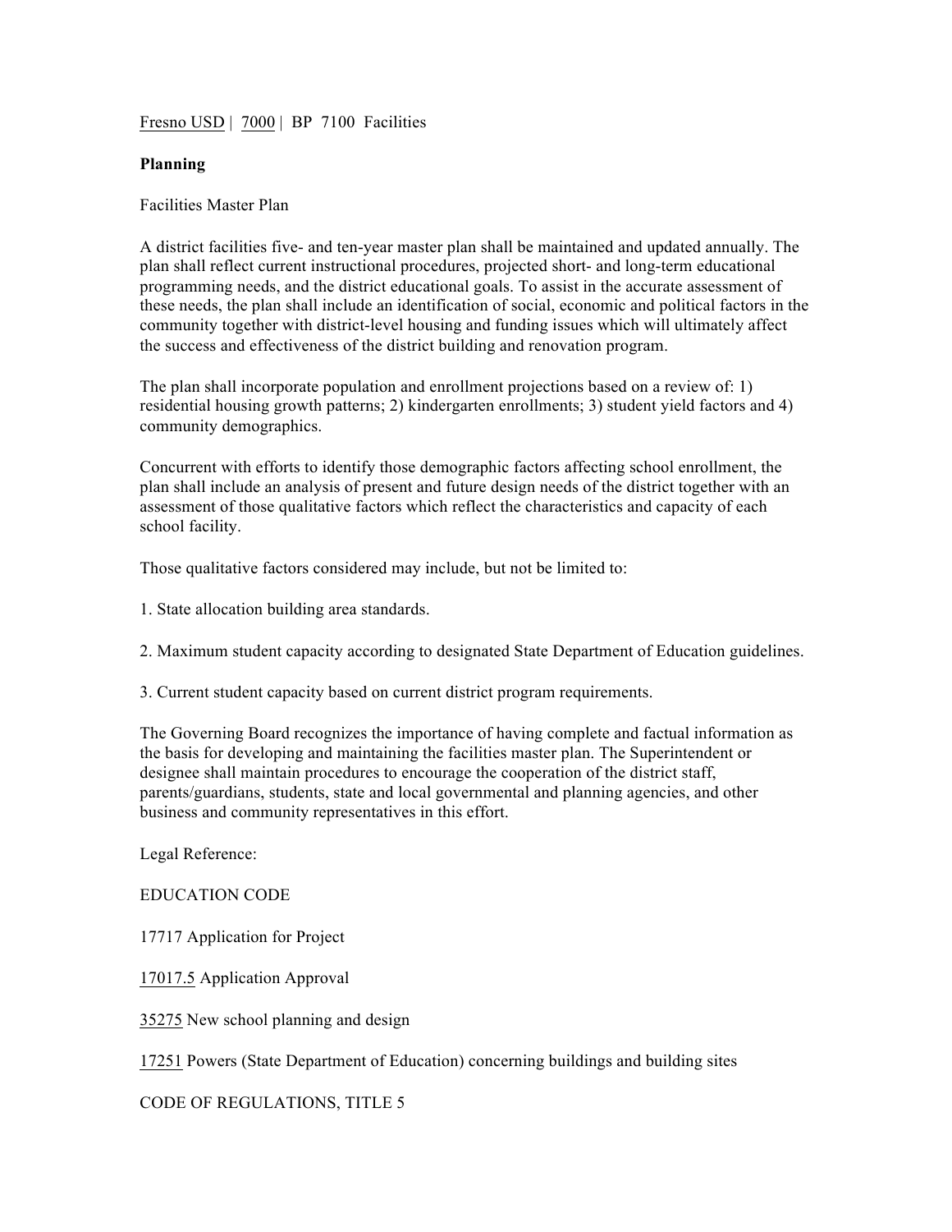Fresno USD | 7000 | BP 7100 Facilities

**Planning**

Facilities Master Plan

A district facilities five- and ten-year master plan shall be maintained and updated annually. The plan shall reflect current instructional procedures, projected short- and long-term educational programming needs, and the district educational goals. To assist in the accurate assessment of these needs, the plan shall include an identification of social, economic and political factors in the community together with district-level housing and funding issues which will ultimately affect the success and effectiveness of the district building and renovation program.

The plan shall incorporate population and enrollment projections based on a review of: 1) residential housing growth patterns; 2) kindergarten enrollments; 3) student yield factors and 4) community demographics.

Concurrent with efforts to identify those demographic factors affecting school enrollment, the plan shall include an analysis of present and future design needs of the district together with an assessment of those qualitative factors which reflect the characteristics and capacity of each school facility.

Those qualitative factors considered may include, but not be limited to:

1. State allocation building area standards.

2. Maximum student capacity according to designated State Department of Education guidelines.

3. Current student capacity based on current district program requirements.

The Governing Board recognizes the importance of having complete and factual information as the basis for developing and maintaining the facilities master plan. The Superintendent or designee shall maintain procedures to encourage the cooperation of the district staff, parents/guardians, students, state and local governmental and planning agencies, and other business and community representatives in this effort.

Legal Reference:

EDUCATION CODE

17717 Application for Project

17017.5 Application Approval

35275 New school planning and design

17251 Powers (State Department of Education) concerning buildings and building sites

CODE OF REGULATIONS, TITLE 5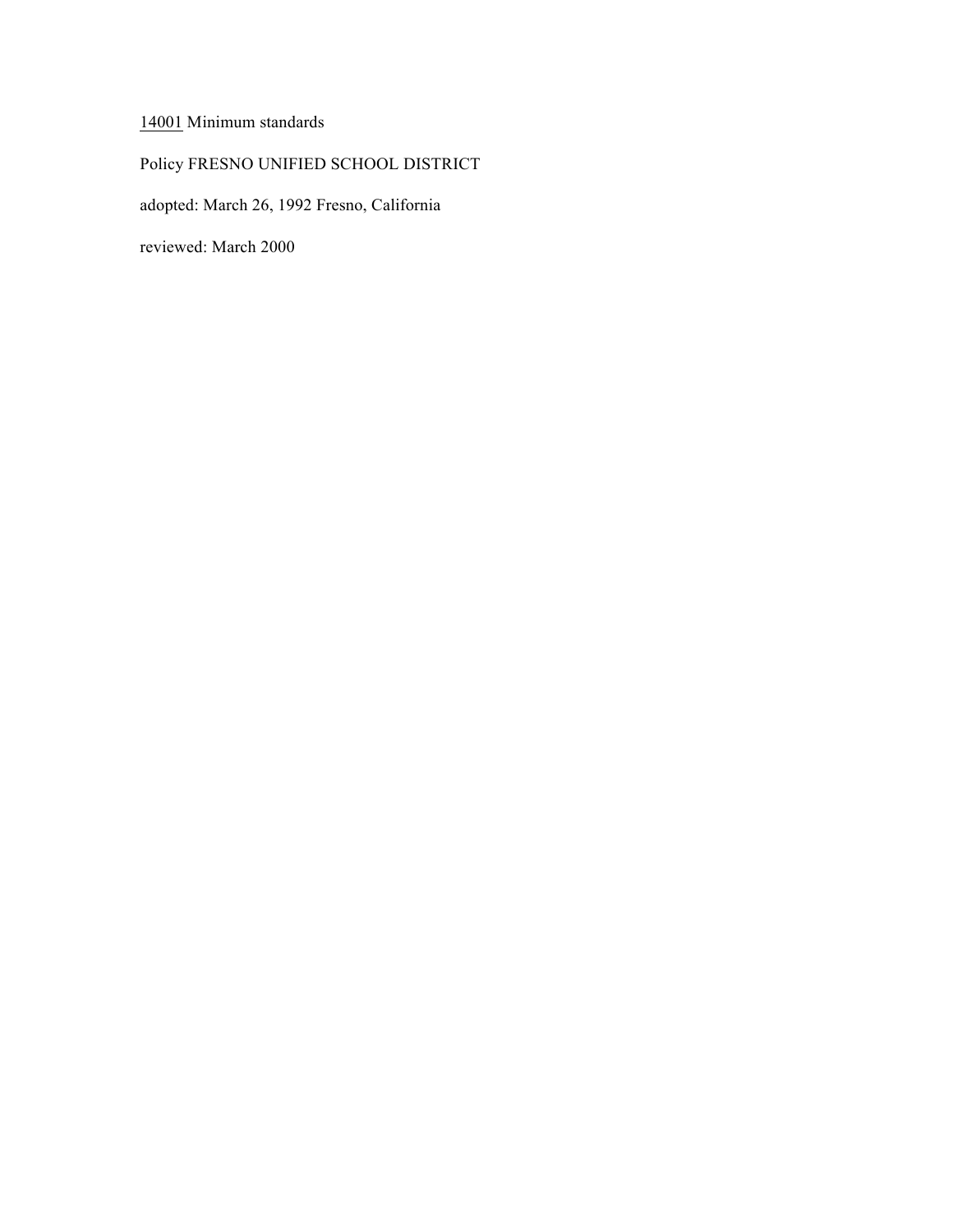<u>14001</u> Minimum standards

Policy FRESNO UNIFIED SCHOOL DISTRICT

adopted: March 26, 1992 Fresno, California

reviewed: March 2000